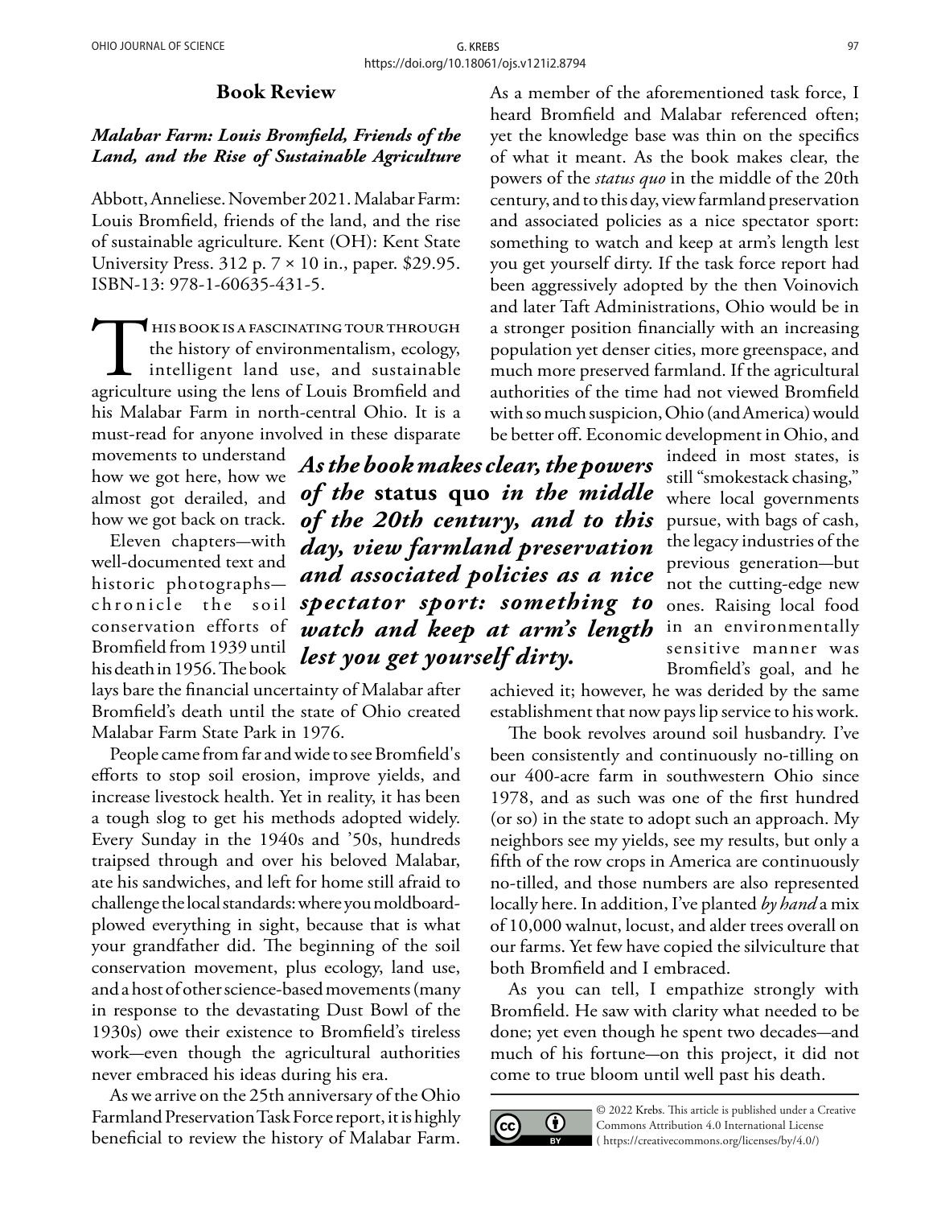## Book Review

### *Malabar Farm: Louis Bromfield, Friends of the Land, and the Rise of Sustainable Agriculture*

Abbott, Anneliese. November 2021. Malabar Farm: Louis Bromfield, friends of the land, and the rise of sustainable agriculture. Kent (OH): Kent State University Press. 312 p. 7 × 10 in., paper. $29.95. ISBN-13: 978-1-60635-431-5.

This book is a fascinating tour through the history of environmentalism, ecology, intelligent land use, and sustainable agriculture using the lens of Louis Bromfield and his Malabar Farm in north-central Ohio. It is a must-read for anyone involved in these disparate movements to understand how we got here, how we almost got derailed, and how we got back on track.

Eleven chapters—with well-documented text and historic photographs—chronicle the soil conservation efforts of Bromfield from 1939 until his death in 1956. The book lays bare the financial uncertainty of Malabar after Bromfield's death until the state of Ohio created Malabar Farm State Park in 1976.

People came from far and wide to see Bromfield's efforts to stop soil erosion, improve yields, and increase livestock health. Yet in reality, it has been a tough slog to get his methods adopted widely. Every Sunday in the 1940s and '50s, hundreds traipsed through and over his beloved Malabar, ate his sandwiches, and left for home still afraid to challenge the local standards: where you moldboard-plowed everything in sight, because that is what your grandfather did. The beginning of the soil conservation movement, plus ecology, land use, and a host of other science-based movements (many in response to the devastating Dust Bowl of the 1930s) owe their existence to Bromfield's tireless work—even though the agricultural authorities never embraced his ideas during his era.

As we arrive on the 25th anniversary of the Ohio Farmland Preservation Task Force report, it is highly beneficial to review the history of Malabar Farm. As a member of the aforementioned task force, I heard Bromfield and Malabar referenced often; yet the knowledge base was thin on the specifics of what it meant. As the book makes clear, the powers of the *status quo* in the middle of the 20th century, and to this day, view farmland preservation and associated policies as a nice spectator sport: something to watch and keep at arm's length lest you get yourself dirty. If the task force report had been aggressively adopted by the then Voinovich and later Taft Administrations, Ohio would be in a stronger position financially with an increasing population yet denser cities, more greenspace, and much more preserved farmland. If the agricultural authorities of the time had not viewed Bromfield with so much suspicion, Ohio (and America) would be better off. Economic development in Ohio, and indeed in most states, is still "smokestack chasing," where local governments pursue, with bags of cash, the legacy industries of the previous generation—but not the cutting-edge new ones. Raising local food in an environmentally sensitive manner was Bromfield's goal, and he achieved it; however, he was derided by the same establishment that now pays lip service to his work.

> ***As the book makes clear, the powers of the* status quo *in the middle of the 20th century, and to this day, view farmland preservation and associated policies as a nice spectator sport: something to watch and keep at arm's length lest you get yourself dirty.***

The book revolves around soil husbandry. I've been consistently and continuously no-tilling on our 400-acre farm in southwestern Ohio since 1978, and as such was one of the first hundred (or so) in the state to adopt such an approach. My neighbors see my yields, see my results, but only a fifth of the row crops in America are continuously no-tilled, and those numbers are also represented locally here. In addition, I've planted *by hand* a mix of 10,000 walnut, locust, and alder trees overall on our farms. Yet few have copied the silviculture that both Bromfield and I embraced.

As you can tell, I empathize strongly with Bromfield. He saw with clarity what needed to be done; yet even though he spent two decades—and much of his fortune—on this project, it did not come to true bloom until well past his death.

© 2022 Krebs. This article is published under a Creative Commons Attribution 4.0 International License ( https://creativecommons.org/licenses/by/4.0/)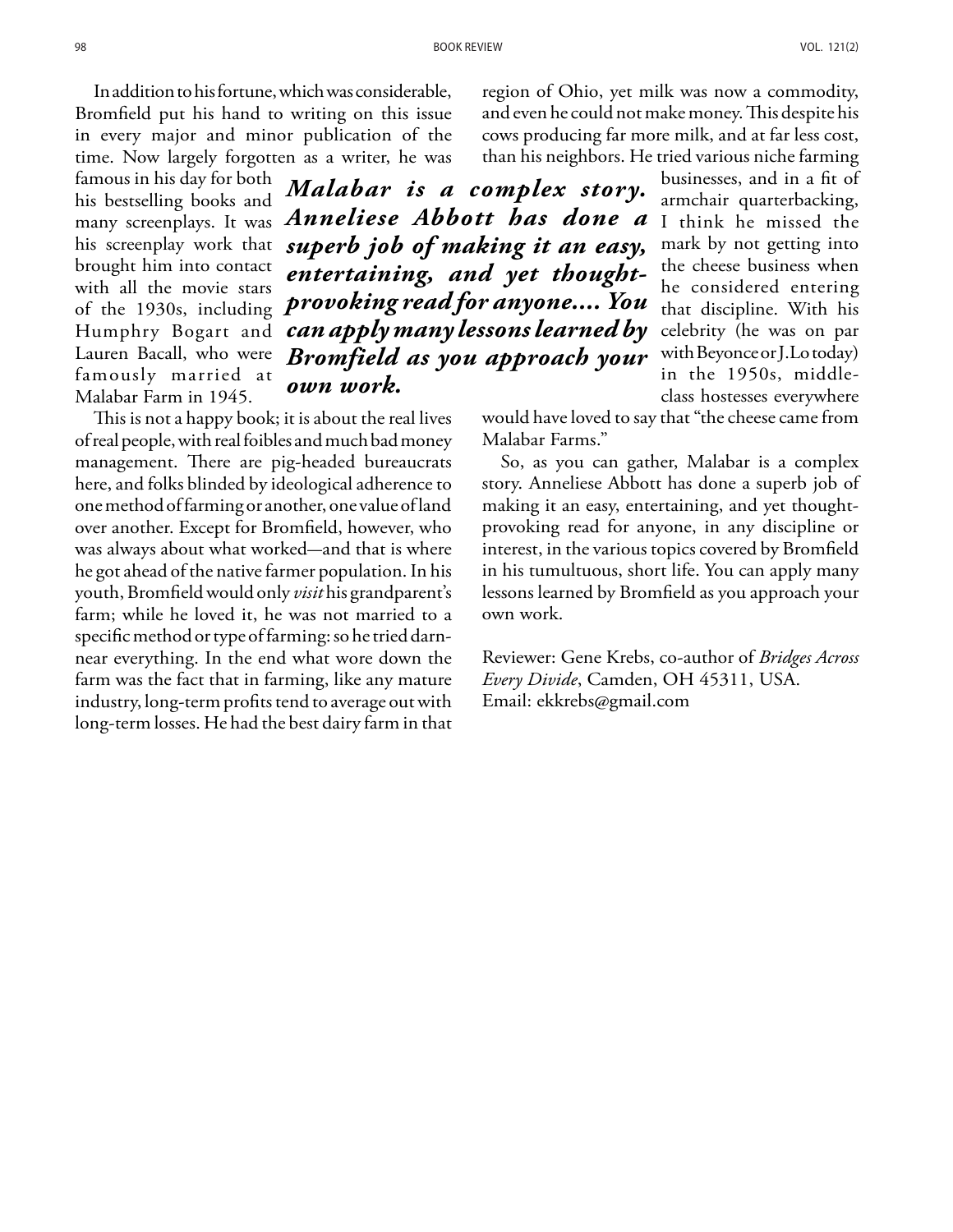In addition to his fortune, which was considerable, Bromfield put his hand to writing on this issue in every major and minor publication of the time. Now largely forgotten as a writer, he was famous in his day for both his bestselling books and many screenplays. It was his screenplay work that brought him into contact with all the movie stars of the 1930s, including Humphry Bogart and Lauren Bacall, who were famously married at Malabar Farm in 1945.

This is not a happy book; it is about the real lives of real people, with real foibles and much bad money management. There are pig-headed bureaucrats here, and folks blinded by ideological adherence to one method of farming or another, one value of land over another. Except for Bromfield, however, who was always about what worked—and that is where he got ahead of the native farmer population. In his youth, Bromfield would only *visit* his grandparent's farm; while he loved it, he was not married to a specific method or type of farming: so he tried darn-near everything. In the end what wore down the farm was the fact that in farming, like any mature industry, long-term profits tend to average out with long-term losses. He had the best dairy farm in that region of Ohio, yet milk was now a commodity, and even he could not make money. This despite his cows producing far more milk, and at far less cost, than his neighbors. He tried various niche farming businesses, and in a fit of armchair quarterbacking, I think he missed the mark by not getting into the cheese business when he considered entering that discipline. With his celebrity (he was on par with Beyonce or J.Lo today) in the 1950s, middle-class hostesses everywhere would have loved to say that "the cheese came from Malabar Farms."

***Malabar is a complex story. Anneliese Abbott has done a superb job of making it an easy, entertaining, and yet thought-provoking read for anyone.... You can apply many lessons learned by Bromfield as you approach your own work.***

So, as you can gather, Malabar is a complex story. Anneliese Abbott has done a superb job of making it an easy, entertaining, and yet thought-provoking read for anyone, in any discipline or interest, in the various topics covered by Bromfield in his tumultuous, short life. You can apply many lessons learned by Bromfield as you approach your own work.

Reviewer: Gene Krebs, co-author of *Bridges Across Every Divide*, Camden, OH 45311, USA.
Email: ekkrebs@gmail.com